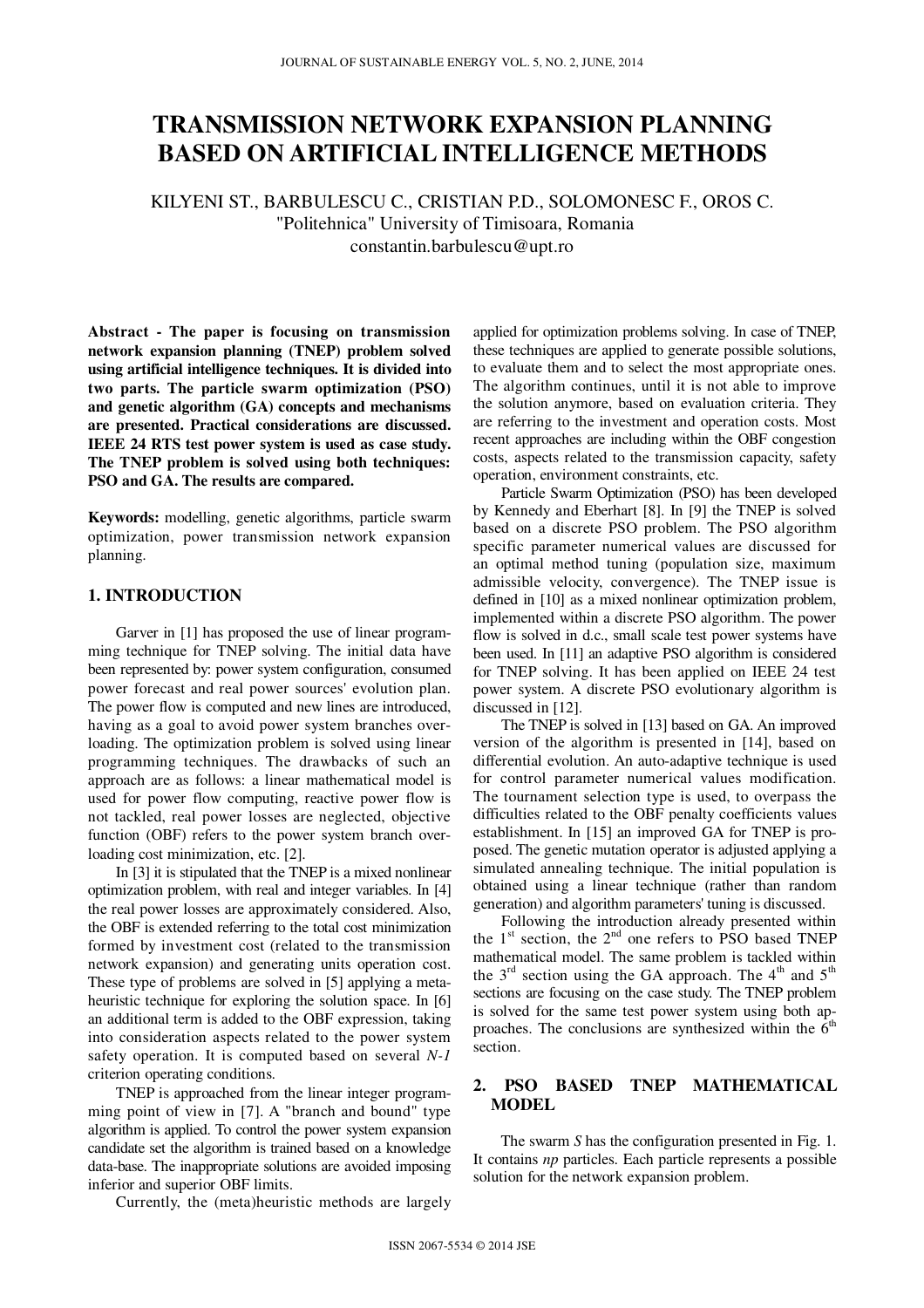# TRANSMISSION NETWORK EXPANSION PLANNING BASED ON ARTIFICIAL INTELLIGENCE METHODS

KILYENI ST., BARBULESCU C., CRISTIAN P.D., SOLOMONESC F., OROS C.
"Politehnica" University of Timisoara, Romania
constantin.barbulescu@upt.ro

**Abstract - The paper is focusing on transmission network expansion planning (TNEP) problem solved using artificial intelligence techniques. It is divided into two parts. The particle swarm optimization (PSO) and genetic algorithm (GA) concepts and mechanisms are presented. Practical considerations are discussed. IEEE 24 RTS test power system is used as case study. The TNEP problem is solved using both techniques: PSO and GA. The results are compared.**

**Keywords:** modelling, genetic algorithms, particle swarm optimization, power transmission network expansion planning.

## 1. INTRODUCTION

Garver in [1] has proposed the use of linear programming technique for TNEP solving. The initial data have been represented by: power system configuration, consumed power forecast and real power sources' evolution plan. The power flow is computed and new lines are introduced, having as a goal to avoid power system branches overloading. The optimization problem is solved using linear programming techniques. The drawbacks of such an approach are as follows: a linear mathematical model is used for power flow computing, reactive power flow is not tackled, real power losses are neglected, objective function (OBF) refers to the power system branch overloading cost minimization, etc. [2].

In [3] it is stipulated that the TNEP is a mixed nonlinear optimization problem, with real and integer variables. In [4] the real power losses are approximately considered. Also, the OBF is extended referring to the total cost minimization formed by investment cost (related to the transmission network expansion) and generating units operation cost. These type of problems are solved in [5] applying a meta-heuristic technique for exploring the solution space. In [6] an additional term is added to the OBF expression, taking into consideration aspects related to the power system safety operation. It is computed based on several *N-1* criterion operating conditions.

TNEP is approached from the linear integer programming point of view in [7]. A "branch and bound" type algorithm is applied. To control the power system expansion candidate set the algorithm is trained based on a knowledge data-base. The inappropriate solutions are avoided imposing inferior and superior OBF limits.

Currently, the (meta)heuristic methods are largely applied for optimization problems solving. In case of TNEP, these techniques are applied to generate possible solutions, to evaluate them and to select the most appropriate ones. The algorithm continues, until it is not able to improve the solution anymore, based on evaluation criteria. They are referring to the investment and operation costs. Most recent approaches are including within the OBF congestion costs, aspects related to the transmission capacity, safety operation, environment constraints, etc.

Particle Swarm Optimization (PSO) has been developed by Kennedy and Eberhart [8]. In [9] the TNEP is solved based on a discrete PSO problem. The PSO algorithm specific parameter numerical values are discussed for an optimal method tuning (population size, maximum admissible velocity, convergence). The TNEP issue is defined in [10] as a mixed nonlinear optimization problem, implemented within a discrete PSO algorithm. The power flow is solved in d.c., small scale test power systems have been used. In [11] an adaptive PSO algorithm is considered for TNEP solving. It has been applied on IEEE 24 test power system. A discrete PSO evolutionary algorithm is discussed in [12].

The TNEP is solved in [13] based on GA. An improved version of the algorithm is presented in [14], based on differential evolution. An auto-adaptive technique is used for control parameter numerical values modification. The tournament selection type is used, to overpass the difficulties related to the OBF penalty coefficients values establishment. In [15] an improved GA for TNEP is proposed. The genetic mutation operator is adjusted applying a simulated annealing technique. The initial population is obtained using a linear technique (rather than random generation) and algorithm parameters' tuning is discussed.

Following the introduction already presented within the 1[st] section, the 2[nd] one refers to PSO based TNEP mathematical model. The same problem is tackled within the 3[rd] section using the GA approach. The 4[th] and 5[th] sections are focusing on the case study. The TNEP problem is solved for the same test power system using both approaches. The conclusions are synthesized within the 6[th] section.

## 2. PSO BASED TNEP MATHEMATICAL MODEL

The swarm *S* has the configuration presented in Fig. 1. It contains *np* particles. Each particle represents a possible solution for the network expansion problem.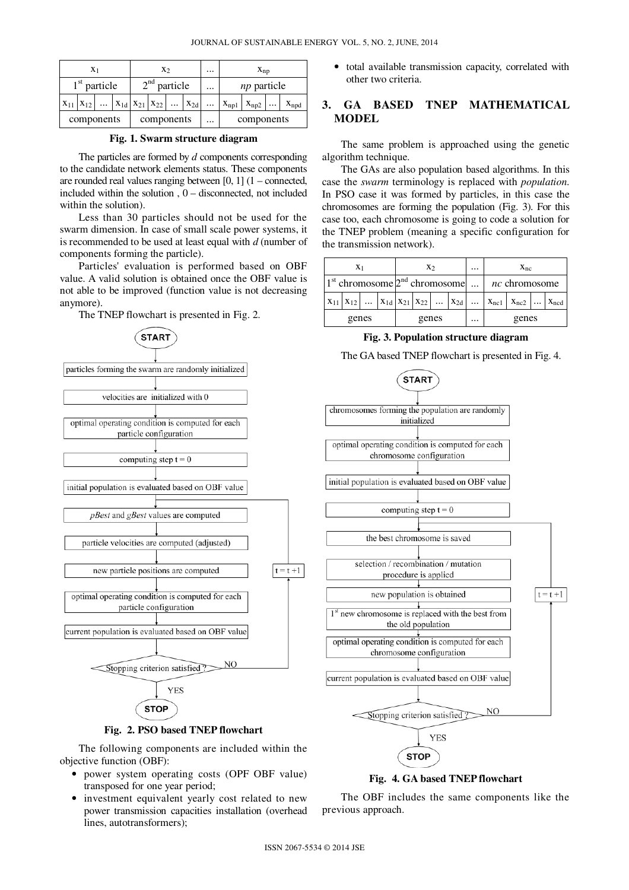| $x_1$ | | | | $x_2$ | | | | ... | $x_{np}$ | | | |
|---|---|---|---|---|---|---|---|---|---|---|---|---|
| 1[st] particle | | | | 2[nd] particle | | | | ... | *np* particle | | | |
| $x_{11}$ | $x_{12}$ | ... | $x_{1d}$ | $x_{21}$ | $x_{22}$ | ... | $x_{2d}$ | ... | $x_{np1}$ | $x_{np2}$ | ... | $x_{npd}$ |
| components | | | | components | | | | ... | components | | | |

**Fig. 1. Swarm structure diagram**

The particles are formed by *d* components corresponding to the candidate network elements status. These components are rounded real values ranging between [0, 1] (1 – connected, included within the solution , 0 – disconnected, not included within the solution).

Less than 30 particles should not be used for the swarm dimension. In case of small scale power systems, it is recommended to be used at least equal with *d* (number of components forming the particle).

Particles' evaluation is performed based on OBF value. A valid solution is obtained once the OBF value is not able to be improved (function value is not decreasing anymore).

The TNEP flowchart is presented in Fig. 2.

START → particles forming the swarm are randomly initialized → velocities are initialized with 0 → optimal operating condition is computed for each particle configuration → computing step t = 0 → initial population is evaluated based on OBF value → *pBest* and *gBest* values are computed → particle velocities are computed (adjusted) → new particle positions are computed → optimal operating condition is computed for each particle configuration → current population is evaluated based on OBF value → Stopping criterion satisfied ? (NO → t = t +1 → *pBest* and *gBest* values are computed; YES → STOP)

**Fig. 2. PSO based TNEP flowchart**

The following components are included within the objective function (OBF):

- power system operating costs (OPF OBF value) transposed for one year period;
- investment equivalent yearly cost related to new power transmission capacities installation (overhead lines, autotransformers);
- total available transmission capacity, correlated with other two criteria.

## 3. GA BASED TNEP MATHEMATICAL MODEL

The same problem is approached using the genetic algorithm technique.

The GAs are also population based algorithms. In this case the *swarm* terminology is replaced with *population*. In PSO case it was formed by particles, in this case the chromosomes are forming the population (Fig. 3). For this case too, each chromosome is going to code a solution for the TNEP problem (meaning a specific configuration for the transmission network).

| $x_1$ | | | | $x_2$ | | | | ... | $x_{nc}$ | | | |
|---|---|---|---|---|---|---|---|---|---|---|---|---|
| 1[st] chromosome | | | | 2[nd] chromosome | | | | ... | *nc* chromosome | | | |
| $x_{11}$ | $x_{12}$ | ... | $x_{1d}$ | $x_{21}$ | $x_{22}$ | ... | $x_{2d}$ | ... | $x_{nc1}$ | $x_{nc2}$ | ... | $x_{ncd}$ |
| genes | | | | genes | | | | ... | genes | | | |

**Fig. 3. Population structure diagram**

The GA based TNEP flowchart is presented in Fig. 4.

START → chromosomes forming the population are randomly initialized → optimal operating condition is computed for each chromosome configuration → initial population is evaluated based on OBF value → computing step t = 0 → the best chromosome is saved → selection / recombination / mutation procedure is applied → new population is obtained → 1[st] new chromosome is replaced with the best from the old population → optimal operating condition is computed for each chromosome configuration → current population is evaluated based on OBF value → Stopping criterion satisfied ? (NO → t = t +1 → the best chromosome is saved; YES → STOP)

**Fig. 4. GA based TNEP flowchart**

The OBF includes the same components like the previous approach.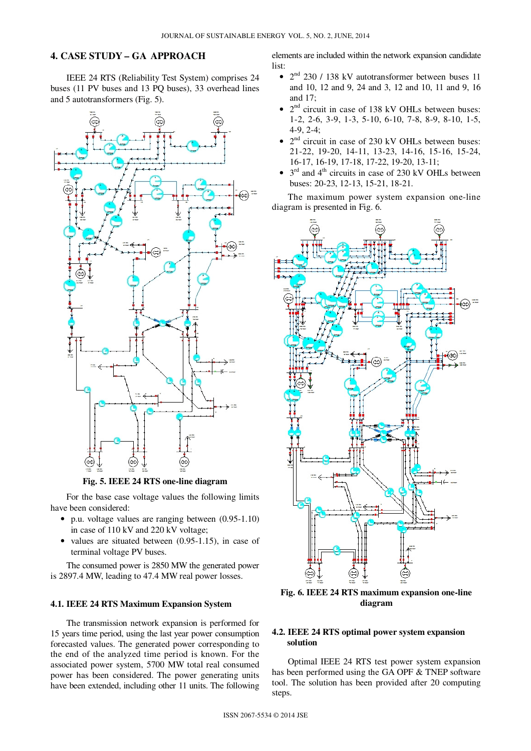## 4. CASE STUDY – GA APPROACH

IEEE 24 RTS (Reliability Test System) comprises 24 buses (11 PV buses and 13 PQ buses), 33 overhead lines and 5 autotransformers (Fig. 5).

**Fig. 5. IEEE 24 RTS one-line diagram**

For the base case voltage values the following limits have been considered:

- p.u. voltage values are ranging between (0.95-1.10) in case of 110 kV and 220 kV voltage;
- values are situated between (0.95-1.15), in case of terminal voltage PV buses.

The consumed power is 2850 MW the generated power is 2897.4 MW, leading to 47.4 MW real power losses.

### 4.1. IEEE 24 RTS Maximum Expansion System

The transmission network expansion is performed for 15 years time period, using the last year power consumption forecasted values. The generated power corresponding to the end of the analyzed time period is known. For the associated power system, 5700 MW total real consumed power has been considered. The power generating units have been extended, including other 11 units. The following elements are included within the network expansion candidate list:

- 2[nd] 230 / 138 kV autotransformer between buses 11 and 10, 12 and 9, 24 and 3, 12 and 10, 11 and 9, 16 and 17;
- 2[nd] circuit in case of 138 kV OHLs between buses: 1-2, 2-6, 3-9, 1-3, 5-10, 6-10, 7-8, 8-9, 8-10, 1-5, 4-9, 2-4;
- 2[nd] circuit in case of 230 kV OHLs between buses: 21-22, 19-20, 14-11, 13-23, 14-16, 15-16, 15-24, 16-17, 16-19, 17-18, 17-22, 19-20, 13-11;
- 3[rd] and 4[th] circuits in case of 230 kV OHLs between buses: 20-23, 12-13, 15-21, 18-21.

The maximum power system expansion one-line diagram is presented in Fig. 6.

**Fig. 6. IEEE 24 RTS maximum expansion one-line diagram**

### 4.2. IEEE 24 RTS optimal power system expansion solution

Optimal IEEE 24 RTS test power system expansion has been performed using the GA OPF & TNEP software tool. The solution has been provided after 20 computing steps.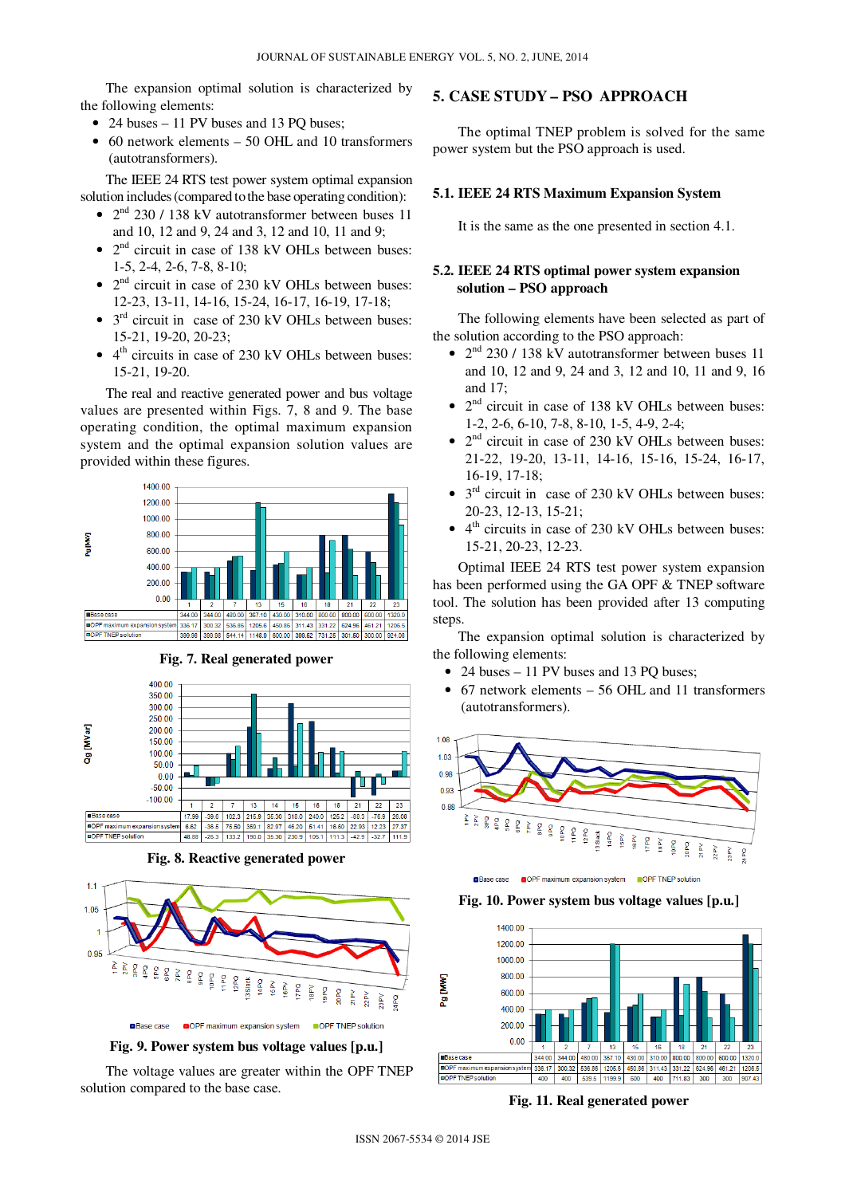The expansion optimal solution is characterized by the following elements:

- 24 buses – 11 PV buses and 13 PQ buses;
- 60 network elements – 50 OHL and 10 transformers (autotransformers).

The IEEE 24 RTS test power system optimal expansion solution includes (compared to the base operating condition):

- 2nd 230 / 138 kV autotransformer between buses 11 and 10, 12 and 9, 24 and 3, 12 and 10, 11 and 9;
- 2nd circuit in case of 138 kV OHLs between buses: 1-5, 2-4, 2-6, 7-8, 8-10;
- 2nd circuit in case of 230 kV OHLs between buses: 12-23, 13-11, 14-16, 15-24, 16-17, 16-19, 17-18;
- 3rd circuit in case of 230 kV OHLs between buses: 15-21, 19-20, 20-23;
- 4th circuits in case of 230 kV OHLs between buses: 15-21, 19-20.

The real and reactive generated power and bus voltage values are presented within Figs. 7, 8 and 9. The base operating condition, the optimal maximum expansion system and the optimal expansion solution values are provided within these figures.

| | 1 | 2 | 7 | 13 | 15 | 16 | 18 | 21 | 22 | 23 |
|---|---|---|---|---|---|---|---|---|---|---|
| Base case | 344.00 | 344.00 | 480.00 | 367.10 | 430.00 | 310.00 | 800.00 | 800.00 | 600.00 | 1320.0 |
| OPF maximum expansion system | 336.17 | 300.32 | 536.86 | 1205.6 | 450.86 | 311.43 | 331.22 | 624.96 | 461.21 | 1206.5 |
| OPF TNEP solution | 399.98 | 399.98 | 544.14 | 1148.0 | 600.00 | 399.62 | 731.25 | 301.60 | 300.00 | 924.08 |

**Fig. 7. Real generated power**

| | 1 | 2 | 7 | 13 | 14 | 15 | 16 | 18 | 21 | 22 | 23 |
|---|---|---|---|---|---|---|---|---|---|---|---|
| Base case | 17.99 | -39.6 | 102.3 | 215.9 | 35.30 | 318.0 | 240.0 | 125.2 | -88.3 | -76.9 | 26.08 |
| OPF maximum expansion system | 6.62 | -35.5 | 75.50 | 359.1 | 82.87 | 46.20 | 61.41 | 16.60 | 22.93 | 12.23 | 27.37 |
| OPF TNEP solution | 48.88 | -25.3 | 133.2 | 190.0 | 35.30 | 230.9 | 105.1 | 111.3 | -42.9 | -32.7 | 111.9 |

**Fig. 8. Reactive generated power**

**Fig. 9. Power system bus voltage values [p.u.]**

The voltage values are greater within the OPF TNEP solution compared to the base case.

## 5. CASE STUDY – PSO APPROACH

The optimal TNEP problem is solved for the same power system but the PSO approach is used.

### 5.1. IEEE 24 RTS Maximum Expansion System

It is the same as the one presented in section 4.1.

### 5.2. IEEE 24 RTS optimal power system expansion solution – PSO approach

The following elements have been selected as part of the solution according to the PSO approach:

- 2nd 230 / 138 kV autotransformer between buses 11 and 10, 12 and 9, 24 and 3, 12 and 10, 11 and 9, 16 and 17;
- 2nd circuit in case of 138 kV OHLs between buses: 1-2, 2-6, 6-10, 7-8, 8-10, 1-5, 4-9, 2-4;
- 2nd circuit in case of 230 kV OHLs between buses: 21-22, 19-20, 13-11, 14-16, 15-16, 15-24, 16-17, 16-19, 17-18;
- 3rd circuit in case of 230 kV OHLs between buses: 20-23, 12-13, 15-21;
- 4th circuits in case of 230 kV OHLs between buses: 15-21, 20-23, 12-23.

Optimal IEEE 24 RTS test power system expansion has been performed using the GA OPF & TNEP software tool. The solution has been provided after 13 computing steps.

The expansion optimal solution is characterized by the following elements:

- 24 buses – 11 PV buses and 13 PQ buses;
- 67 network elements – 56 OHL and 11 transformers (autotransformers).

**Fig. 10. Power system bus voltage values [p.u.]**

| | 1 | 2 | 7 | 13 | 15 | 16 | 18 | 21 | 22 | 23 |
|---|---|---|---|---|---|---|---|---|---|---|
| Base case | 344.00 | 344.00 | 480.00 | 367.10 | 430.00 | 310.00 | 800.00 | 800.00 | 600.00 | 1320.0 |
| OPF maximum expansion system | 336.17 | 300.32 | 536.86 | 1205.6 | 450.86 | 311.43 | 331.22 | 624.96 | 461.21 | 1206.5 |
| OPF TNEP solution | 400 | 400 | 539.5 | 1199.9 | 600 | 400 | 711.83 | 300 | 300 | 907.43 |

**Fig. 11. Real generated power**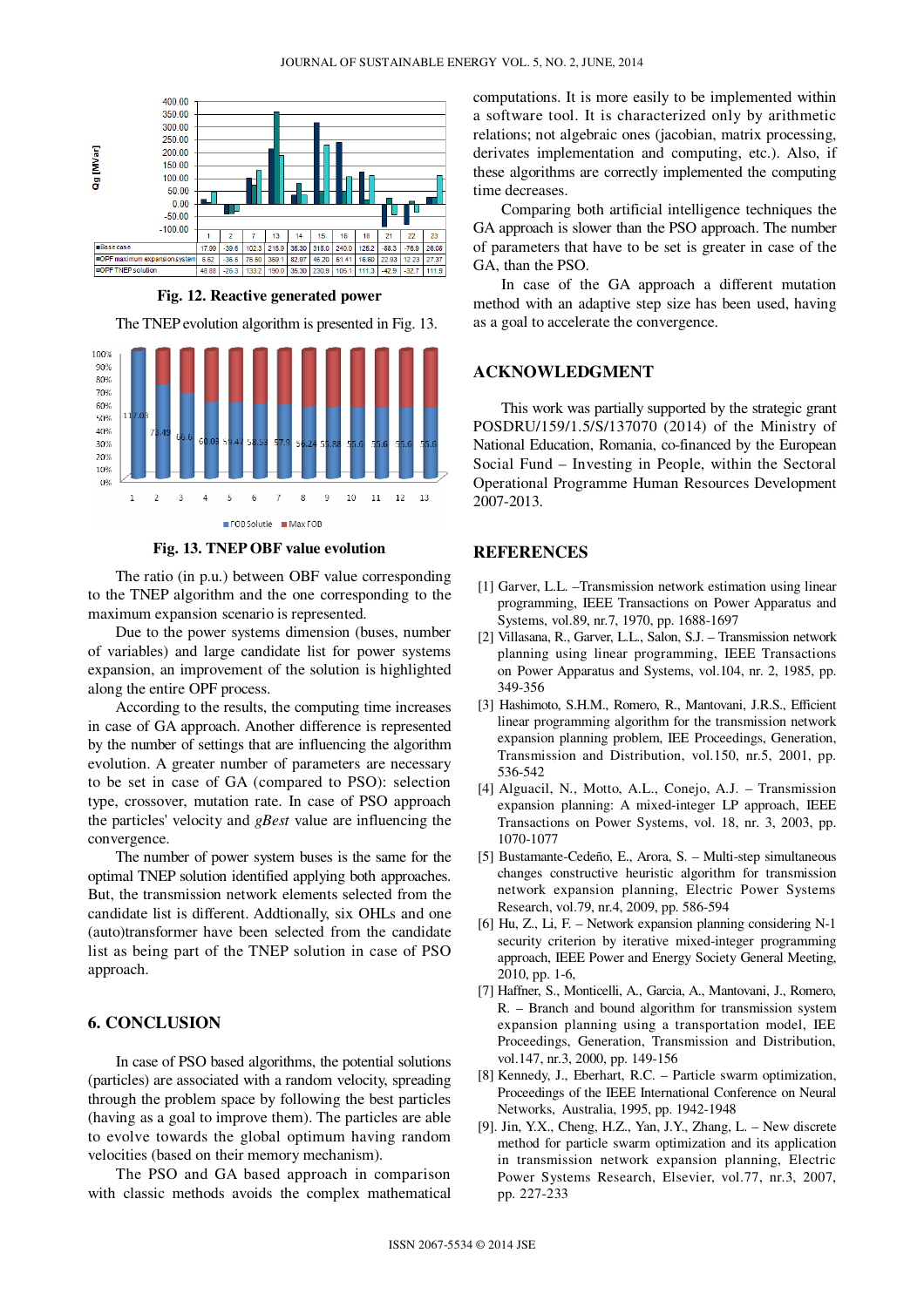| | 1 | 2 | 7 | 13 | 14 | 15 | 16 | 18 | 21 | 22 | 23 |
|---|---|---|---|---|---|---|---|---|---|---|---|
| Base case | 17.99 | -39.6 | 102.3 | 215.9 | 35.30 | 318.0 | 240.0 | 126.2 | -88.3 | -76.9 | 26.08 |
| OPF maximum expansion system | 6.52 | -36.5 | 75.80 | 359.1 | 82.97 | 46.20 | 51.41 | 16.60 | 22.93 | 12.23 | 27.37 |
| OPF TNEP solution | 48.88 | -26.3 | 133.2 | 190.0 | 35.30 | 230.9 | 105.1 | 111.3 | -42.9 | -32.7 | 111.9 |

**Fig. 12. Reactive generated power**

The TNEP evolution algorithm is presented in Fig. 13.

**Fig. 13. TNEP OBF value evolution**

The ratio (in p.u.) between OBF value corresponding to the TNEP algorithm and the one corresponding to the maximum expansion scenario is represented.

Due to the power systems dimension (buses, number of variables) and large candidate list for power systems expansion, an improvement of the solution is highlighted along the entire OPF process.

According to the results, the computing time increases in case of GA approach. Another difference is represented by the number of settings that are influencing the algorithm evolution. A greater number of parameters are necessary to be set in case of GA (compared to PSO): selection type, crossover, mutation rate. In case of PSO approach the particles' velocity and *gBest* value are influencing the convergence.

The number of power system buses is the same for the optimal TNEP solution identified applying both approaches. But, the transmission network elements selected from the candidate list is different. Addtionally, six OHLs and one (auto)transformer have been selected from the candidate list as being part of the TNEP solution in case of PSO approach.

## 6. CONCLUSION

In case of PSO based algorithms, the potential solutions (particles) are associated with a random velocity, spreading through the problem space by following the best particles (having as a goal to improve them). The particles are able to evolve towards the global optimum having random velocities (based on their memory mechanism).

The PSO and GA based approach in comparison with classic methods avoids the complex mathematical computations. It is more easily to be implemented within a software tool. It is characterized only by arithmetic relations; not algebraic ones (jacobian, matrix processing, derivates implementation and computing, etc.). Also, if these algorithms are correctly implemented the computing time decreases.

Comparing both artificial intelligence techniques the GA approach is slower than the PSO approach. The number of parameters that have to be set is greater in case of the GA, than the PSO.

In case of the GA approach a different mutation method with an adaptive step size has been used, having as a goal to accelerate the convergence.

## ACKNOWLEDGMENT

This work was partially supported by the strategic grant POSDRU/159/1.5/S/137070 (2014) of the Ministry of National Education, Romania, co-financed by the European Social Fund – Investing in People, within the Sectoral Operational Programme Human Resources Development 2007-2013.

## REFERENCES

[1] Garver, L.L. –Transmission network estimation using linear programming, IEEE Transactions on Power Apparatus and Systems, vol.89, nr.7, 1970, pp. 1688-1697

[2] Villasana, R., Garver, L.L., Salon, S.J. – Transmission network planning using linear programming, IEEE Transactions on Power Apparatus and Systems, vol.104, nr. 2, 1985, pp. 349-356

[3] Hashimoto, S.H.M., Romero, R., Mantovani, J.R.S., Efficient linear programming algorithm for the transmission network expansion planning problem, IEE Proceedings, Generation, Transmission and Distribution, vol.150, nr.5, 2001, pp. 536-542

[4] Alguacil, N., Motto, A.L., Conejo, A.J. – Transmission expansion planning: A mixed-integer LP approach, IEEE Transactions on Power Systems, vol. 18, nr. 3, 2003, pp. 1070-1077

[5] Bustamante-Cedeño, E., Arora, S. – Multi-step simultaneous changes constructive heuristic algorithm for transmission network expansion planning, Electric Power Systems Research, vol.79, nr.4, 2009, pp. 586-594

[6] Hu, Z., Li, F. – Network expansion planning considering N-1 security criterion by iterative mixed-integer programming approach, IEEE Power and Energy Society General Meeting, 2010, pp. 1-6,

[7] Haffner, S., Monticelli, A., Garcia, A., Mantovani, J., Romero, R. – Branch and bound algorithm for transmission system expansion planning using a transportation model, IEE Proceedings, Generation, Transmission and Distribution, vol.147, nr.3, 2000, pp. 149-156

[8] Kennedy, J., Eberhart, R.C. – Particle swarm optimization, Proceedings of the IEEE International Conference on Neural Networks, Australia, 1995, pp. 1942-1948

[9]. Jin, Y.X., Cheng, H.Z., Yan, J.Y., Zhang, L. – New discrete method for particle swarm optimization and its application in transmission network expansion planning, Electric Power Systems Research, Elsevier, vol.77, nr.3, 2007, pp. 227-233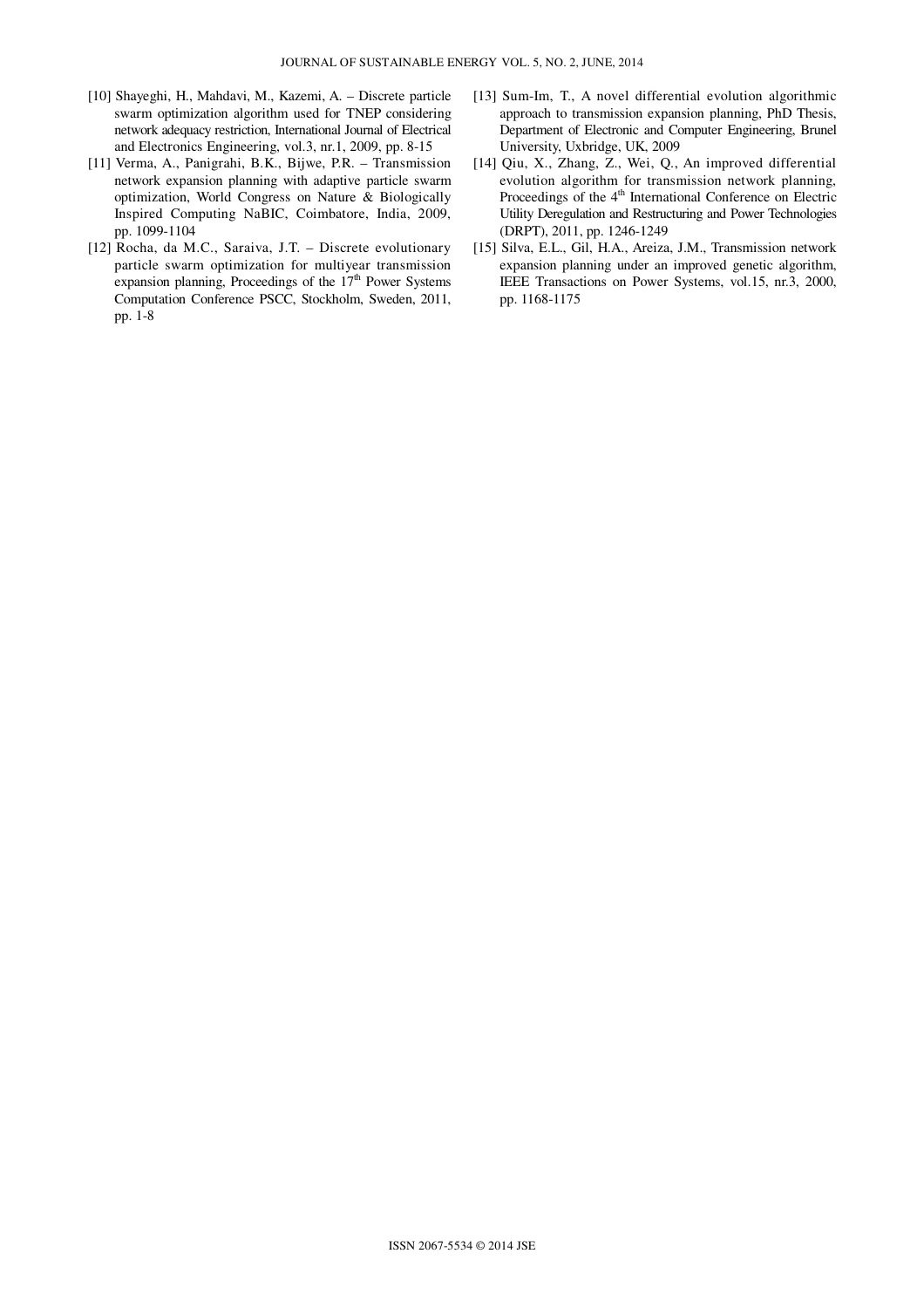[10] Shayeghi, H., Mahdavi, M., Kazemi, A. – Discrete particle swarm optimization algorithm used for TNEP considering network adequacy restriction, International Journal of Electrical and Electronics Engineering, vol.3, nr.1, 2009, pp. 8-15

[11] Verma, A., Panigrahi, B.K., Bijwe, P.R. – Transmission network expansion planning with adaptive particle swarm optimization, World Congress on Nature & Biologically Inspired Computing NaBIC, Coimbatore, India, 2009, pp. 1099-1104

[12] Rocha, da M.C., Saraiva, J.T. – Discrete evolutionary particle swarm optimization for multiyear transmission expansion planning, Proceedings of the 17th Power Systems Computation Conference PSCC, Stockholm, Sweden, 2011, pp. 1-8

[13] Sum-Im, T., A novel differential evolution algorithmic approach to transmission expansion planning, PhD Thesis, Department of Electronic and Computer Engineering, Brunel University, Uxbridge, UK, 2009

[14] Qiu, X., Zhang, Z., Wei, Q., An improved differential evolution algorithm for transmission network planning, Proceedings of the 4th International Conference on Electric Utility Deregulation and Restructuring and Power Technologies (DRPT), 2011, pp. 1246-1249

[15] Silva, E.L., Gil, H.A., Areiza, J.M., Transmission network expansion planning under an improved genetic algorithm, IEEE Transactions on Power Systems, vol.15, nr.3, 2000, pp. 1168-1175